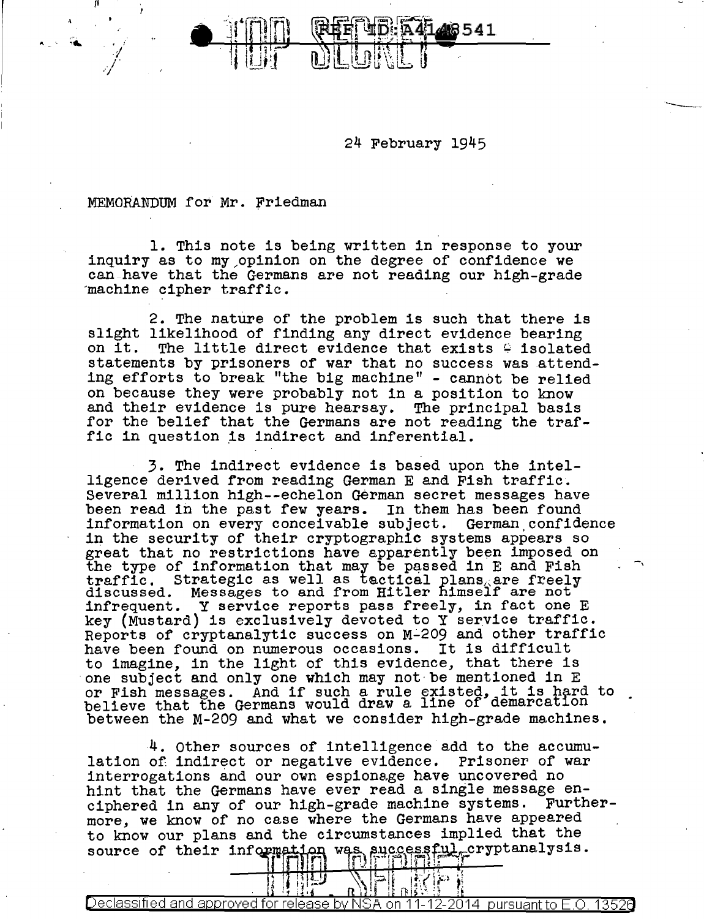24 February 1945

MEMORANDUM for Mr. Friedman

1. This note is being written in response to your inquiry as to my opinion on the degree of confidence we can have that the Germans are not reading our high-grade machine cipher traffic.

2. The nature of the problem is such that there is slight likelihood of finding any direct evidence bearing on it. The little direct evidence that exists - isolated statements by prisoners of war that no success was attending efforts to break "the big machine" - cannot be relied on because they were probably not in a position to know and their evidence is pure hearsay. The principal basis for the belief that the Germans are not reading the traffic in question is indirect and inferential.

3. The indirect evidence is based upon the intelligence derived from reading German E and Fish traffic. Several million high--echelon German secret messages have been read in the past few years. In them has been found information on every conceivable subject. German confidence in the security of their cryptographic systems appears so great that no restrictions have apparently been imposed on the type of information that may be passed in E and Fish traffic. Strategic as well as tactical plans are freely discussed. Messages to and from Hitler himself are not infrequent. Y service reports pass freely, in fact one E key (Mustard) is exclusively devoted to Y service traffic. Reports of cryptanalytic success on M-209 and other traffic have been found on numerous occasions. It is difficult to imagine, in the light of this evidence, that there is one subject and only one which may not be mentioned in E or Fish messages. And if such a rule existed, it is hard to believe that the Germans would draw a line of demarcation between the M-209 and what we consider high-grade machines.

4. Other sources of intelligence add to the accumulation of indirect or negative evidence. Prisoner of war interrogations and our own espionage have uncovered no hint that the Germans have ever read a single message enciphered in any of our high-grade machine systems. Furthermore, we know of no case where the Germans have appeared to know our plans and the circumstances implied that the source of their information was successful cryptanalysis.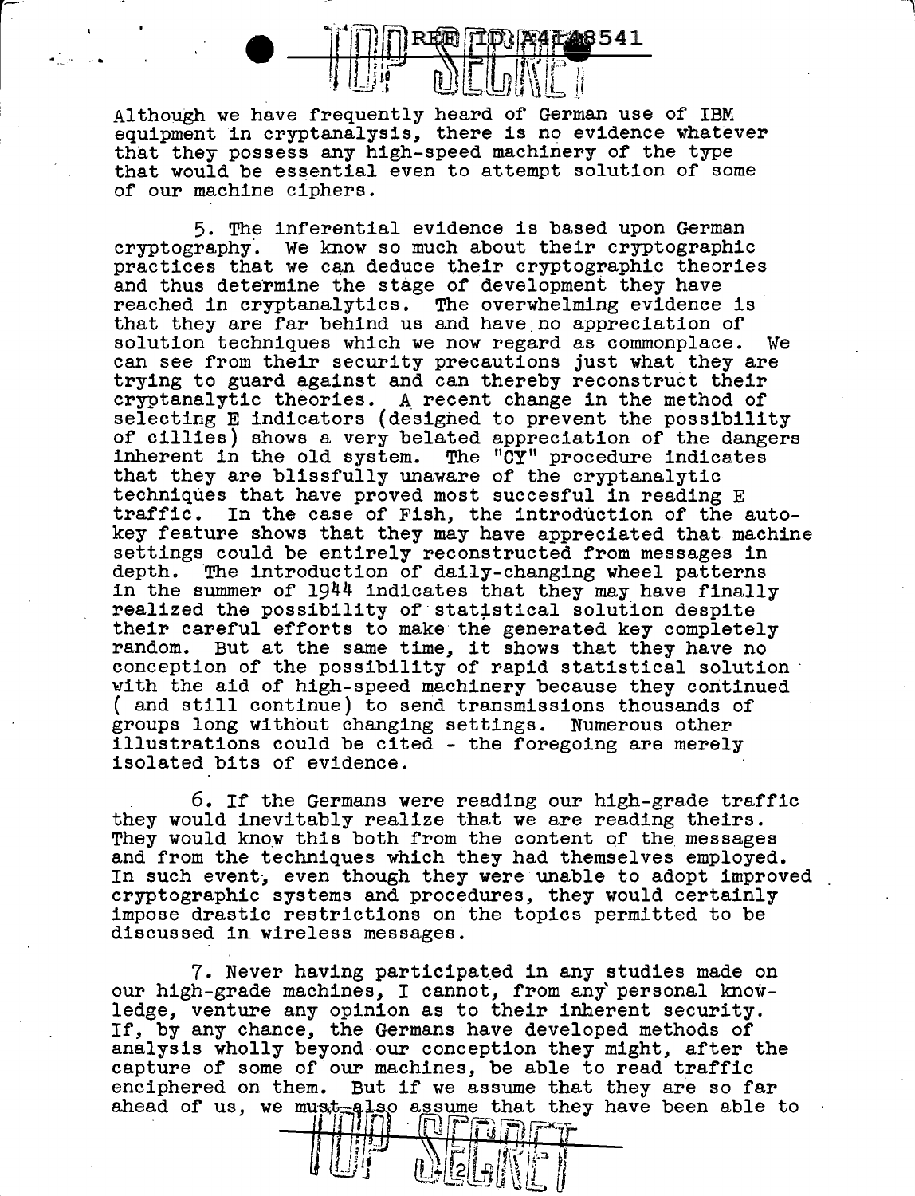Although we have frequently heard of German use of IBM equipment in cryptanalysis, there is no evidence whatever that they possess any high-speed machinery of the type that would be essential even to attempt solution of some of our machine ciphers.

5. The inferential evidence is based upon German cryptography. We know so much about their cryptographic practices that we can deduce their cryptographic theories and thus determine the stage of development they have reached in cryptanalytics. The overwhelming evidence is that they are far behind us and have no appreciation of solution techniques which we now regard as commonplace. We can see from their security precautions just what they are trying to guard against and can thereby reconstruct their cryptanalytic theories. A recent change in the method of selecting E indicators (designed to prevent the possibility of cillies) shows a very belated appreciation of the dangers inherent in the old system. The "CY" procedure indicates that they are blissfully unaware of the cryptanalytic techniques that have proved most succesful in reading E traffic. In the case of Fish, the introduction of the auto-key feature shows that they may have appreciated that machine settings could be entirely reconstructed from messages in depth. The introduction of daily-changing wheel patterns in the summer of 1944 indicates that they may have finally realized the possibility of statistical solution despite their careful efforts to make the generated key completely random. But at the same time, it shows that they have no conception of the possibility of rapid statistical solution with the aid of high-speed machinery because they continued ( and still continue) to send transmissions thousands of groups long without changing settings. Numerous other illustrations could be cited - the foregoing are merely isolated bits of evidence.

6. If the Germans were reading our high-grade traffic they would inevitably realize that we are reading theirs. They would know this both from the content of the messages and from the techniques which they had themselves employed. In such event, even though they were unable to adopt improved cryptographic systems and procedures, they would certainly impose drastic restrictions on the topics permitted to be discussed in wireless messages.

7. Never having participated in any studies made on our high-grade machines, I cannot, from any personal knowledge, venture any opinion as to their inherent security. If, by any chance, the Germans have developed methods of analysis wholly beyond our conception they might, after the capture of some of our machines, be able to read traffic enciphered on them. But if we assume that they are so far ahead of us, we must also assume that they have been able to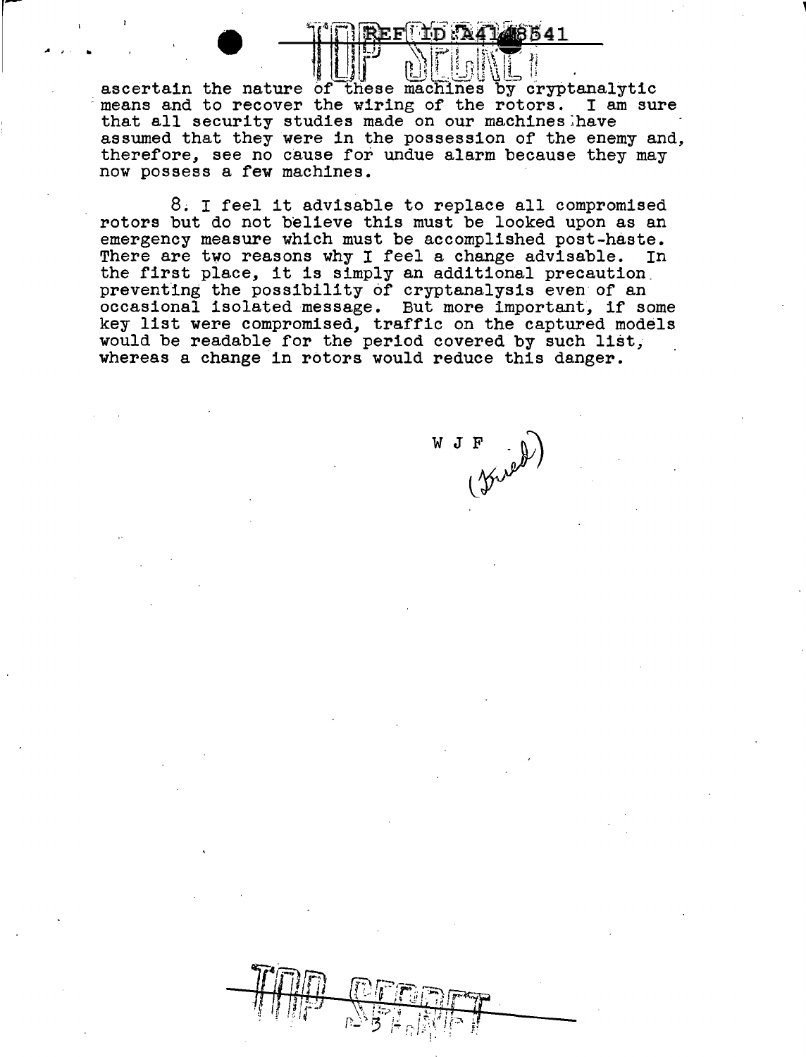ascertain the nature of these machines by cryptanalytic means and to recover the wiring of the rotors. I am sure that all security studies made on our machines have assumed that they were in the possession of the enemy and, therefore, see no cause for undue alarm because they may now possess a few machines.

8. I feel it advisable to replace all compromised rotors but do not believe this must be looked upon as an emergency measure which must be accomplished post-haste. There are two reasons why I feel a change advisable. In the first place, it is simply an additional precaution preventing the possibility of cryptanalysis even of an occasional isolated message. But more important, if some key list were compromised, traffic on the captured models would be readable for the period covered by such list, whereas a change in rotors would reduce this danger.

W J F (Fried)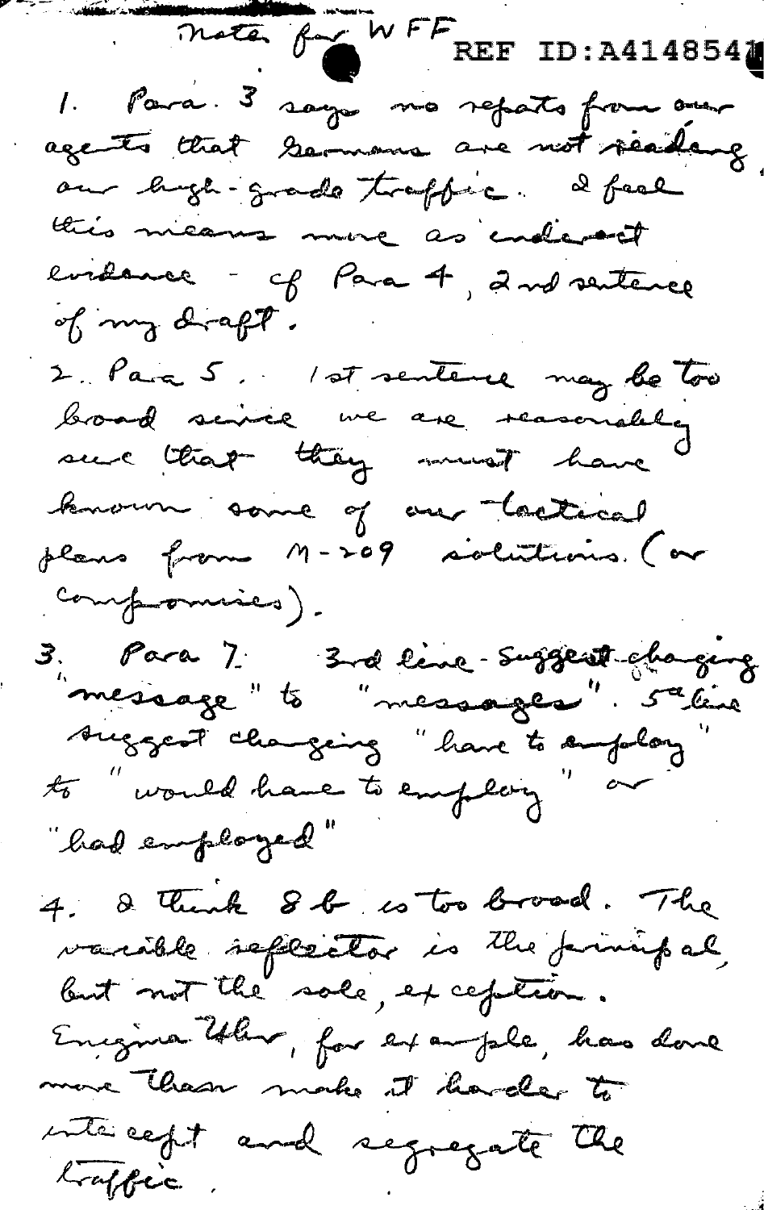Note for WFF

1. Para. 3 says no reports from our agents that Germans are not reading our high-grade traffic. I feel this means more as indirect evidence - cf Para 4, 2nd sentence of my draft.

2. Para 5. 1st sentence may be too broad since we are reasonably sure that they must have known some of our tactical plans from M-209 solutions. (or compromises).

3. Para 7. 3rd line - Suggest changing "message" to "messages". 5th line suggest changing "have to employ" to "would have to employ" or "had employed"

4. I think 8 b is too broad. The variable reflector is the principal, but not the sole, exception. Enigma Uhr, for example, has done more than make it harder to intercept and segregate the traffic.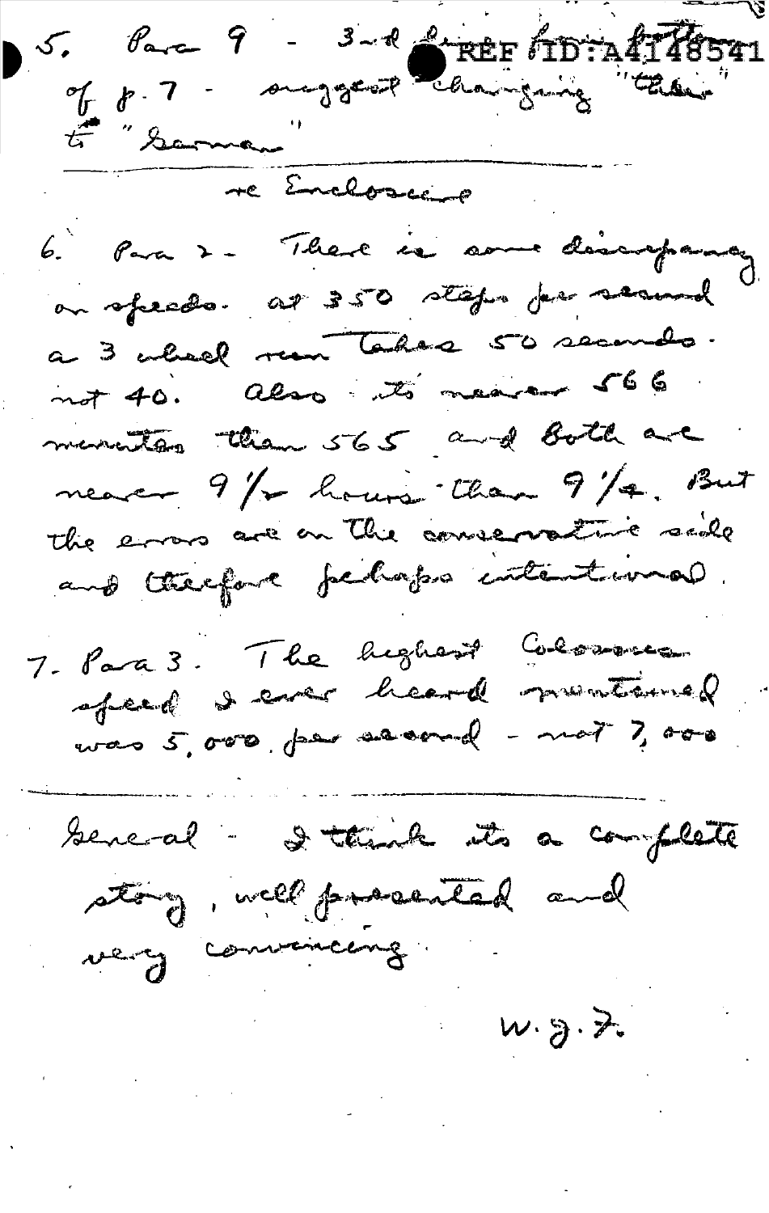5. Para 9 - 3rd line from bottom of p. 7 - suggest changing "their" to "German"

---

re Enclosure

6. Para 2 - There is some discrepancy on speeds. at 350 steps per second a 3 wheel run takes 50 seconds. not 40. Also its nearer 566 minutes than 565 and both are nearer 9 1/2 hours than 9 1/4. But the errors are on the conservative side and therefore perhaps intentional.

7. Para 3. The highest Colossus speed I ever heard mentioned was 5,000 per second - not 7,000

---

General - I think its a complete story, well presented and very convincing.

W. G. F.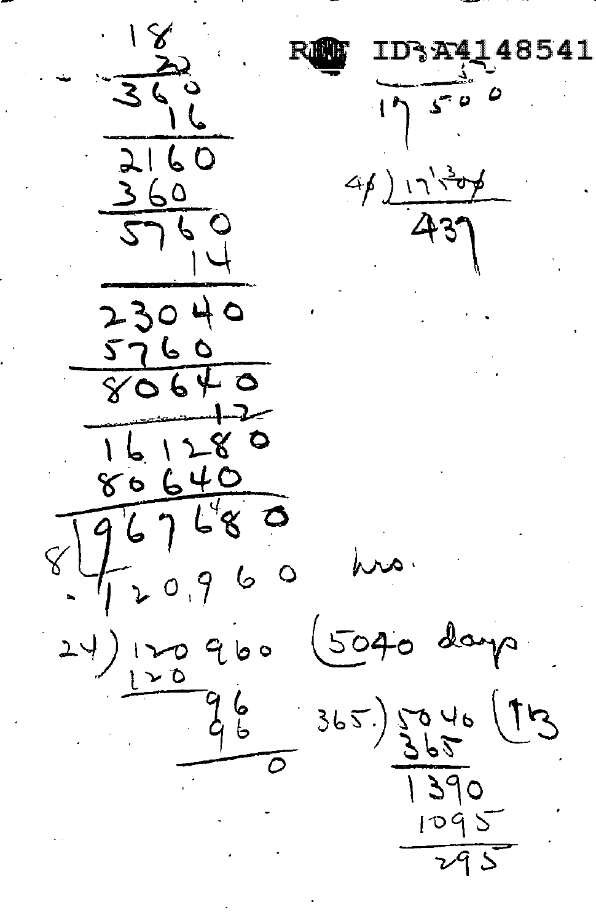REF ID:A4148541

18
20
360
16
2160
360
5760
14
23040
5760
80640
12
161280
80640
8 ) 967680
120,960 hrs.

24 ) 120960 (5040 days
120
96
96
0

365 ) 5040 (13
365
1390
1095
295

17 500

40 ) 17500
437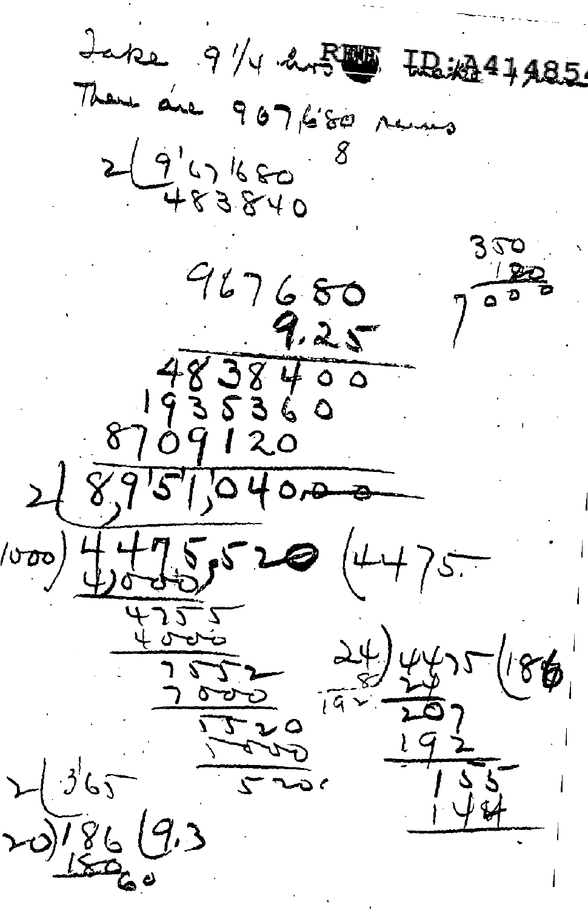Take 9 1/4 hrs REF ID:A414854 weeks 7 hours

There are 967680 minutes

8

2) 9'67'680

483840

350

180

7 000

```
    967680
      9.25
  --------
  4838400
  1935360
 8709120
 ---------
2) 8,951,040.00
 ---------
1000) 4,475,520 (4475.
      4000
      ----
       4755
       4000
       ----
        7552
        7000
        ----
         5520
         5000
         ----
          520
```

```
24) 4475 (186
    24
    ---
    207
    192
    ---
     155
     144
```

8

192

2) 365

20) 186 (9.3

180

60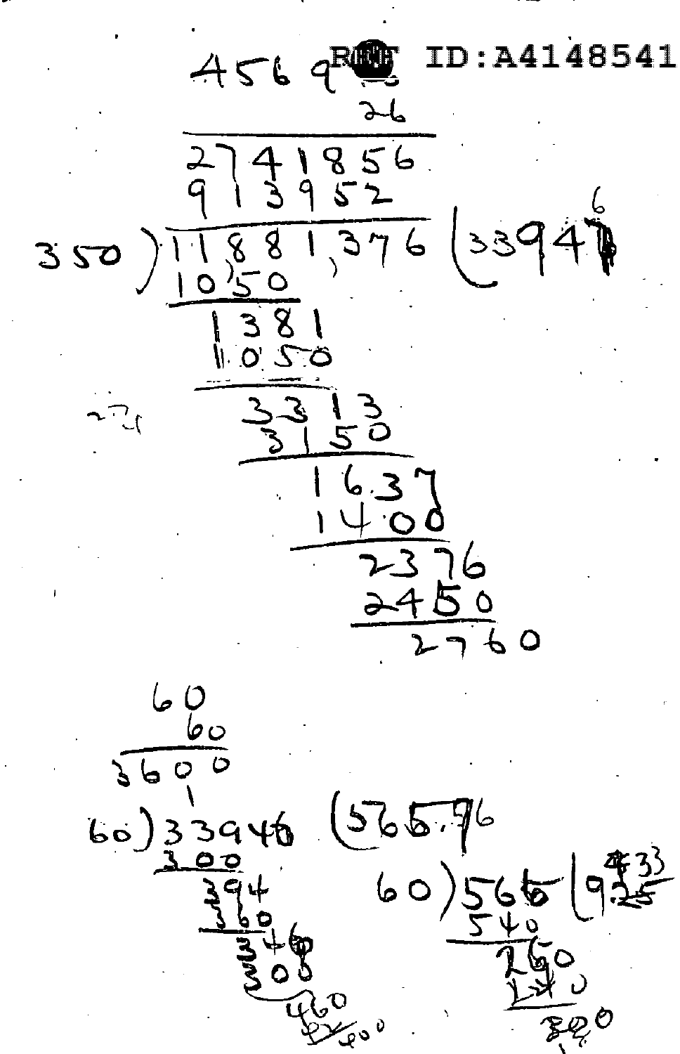REF ID:A4148541

456 9
26

27 41856
9 13952

350 ) 11881,376 ( 33947 [6]
1050
1381
1050
3313
3150
1637
1400
2376
2450
2760

60
60
3600

60 ) 33946 ( 565.76
300
394
360
346
300
460
400

60 ) 566 ( 9.25 [9.33]
540
260
240
200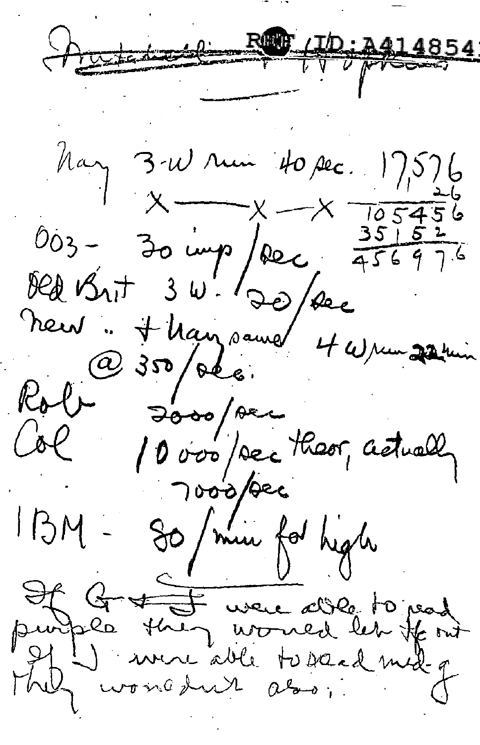~~Protected~~ REF ID:A414854 ~~Wipress~~

May 3-W run 40 sec. 17576

X —— X — X

```
 17576
    26
------
105456
35152
------
456976
```

003 - 30 imp/sec

Old Brit 3 W. 20/sec

new " + Navy same 4 W run ~~22~~ min

@ 350/sec.

Rob 2000/sec

Col 10 000/sec theor, actually 7000/sec

IBM - 80/min for high

If ~~G + J~~ were able to read purple they would let it out

If J were able to read med-g they wouldn't also.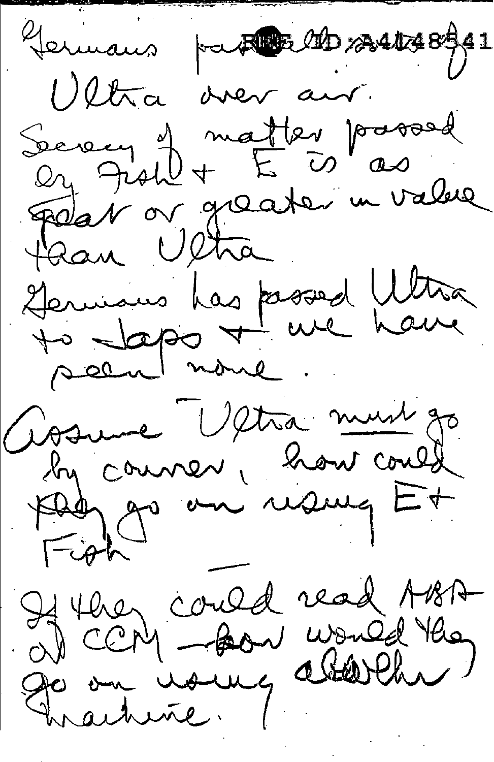Germans passed REF ID:A4148341

Ultra over air.

Secrecy of matter passed by Fish + E is as great or greater in value than Ultra

Germans has passed Ultra to Japs + we have seen none.

Assume Ultra must go by courier, how could they go on using E + Fish

---

If they could read ASA ~~or~~ CCM – how would they go on using either machine.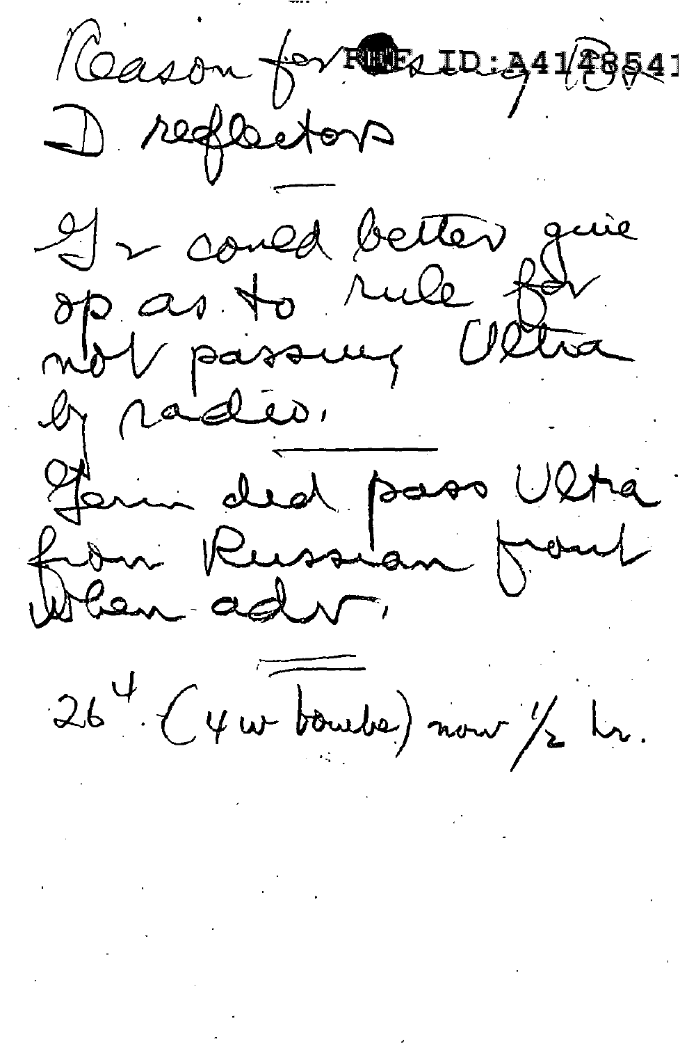Reason for ~~using~~ [?]

D reflectors

---

G[?] could better give op as to rule for not passing Ultra by radio.

---

Germ did pass Ultra from Russian front when adv.

---

$26^4$ (4 w bombe) now ½ hr.